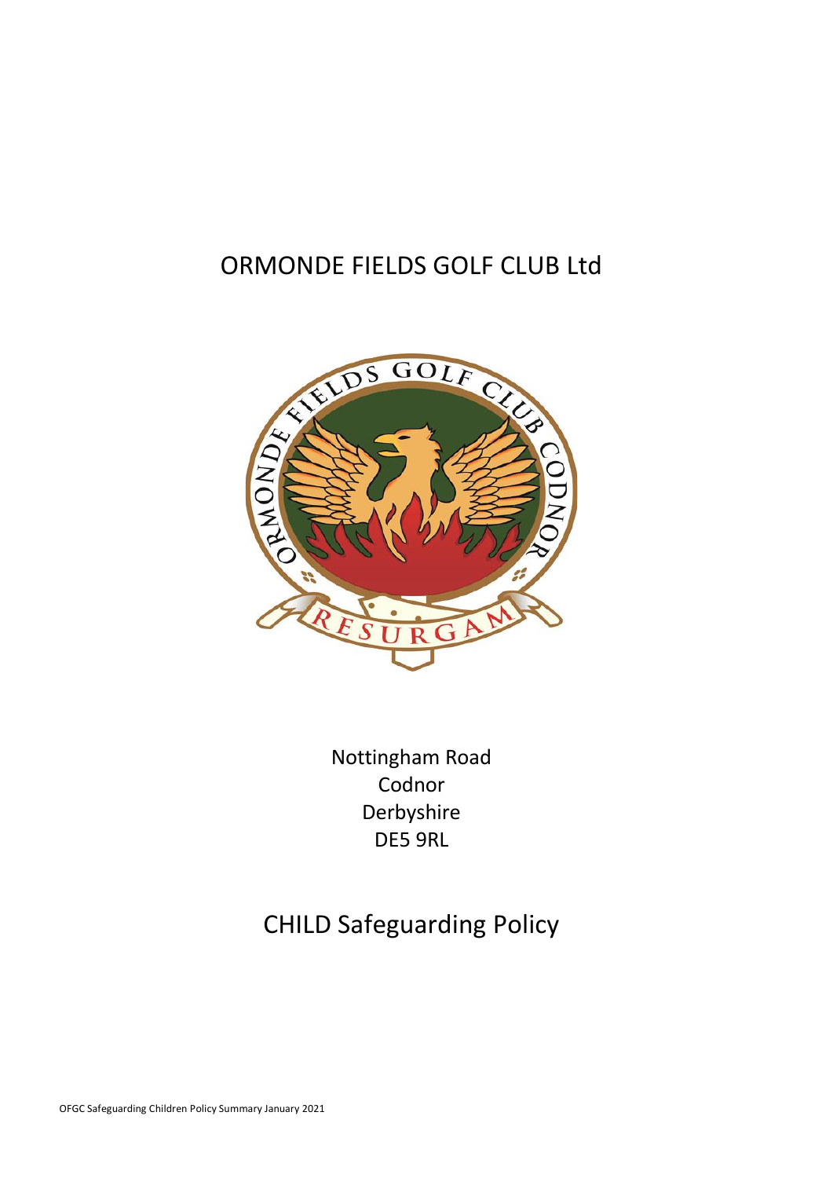# ORMONDE FIELDS GOLF CLUB Ltd

Nottingham Road
Codnor
Derbyshire
DE5 9RL

## CHILD Safeguarding Policy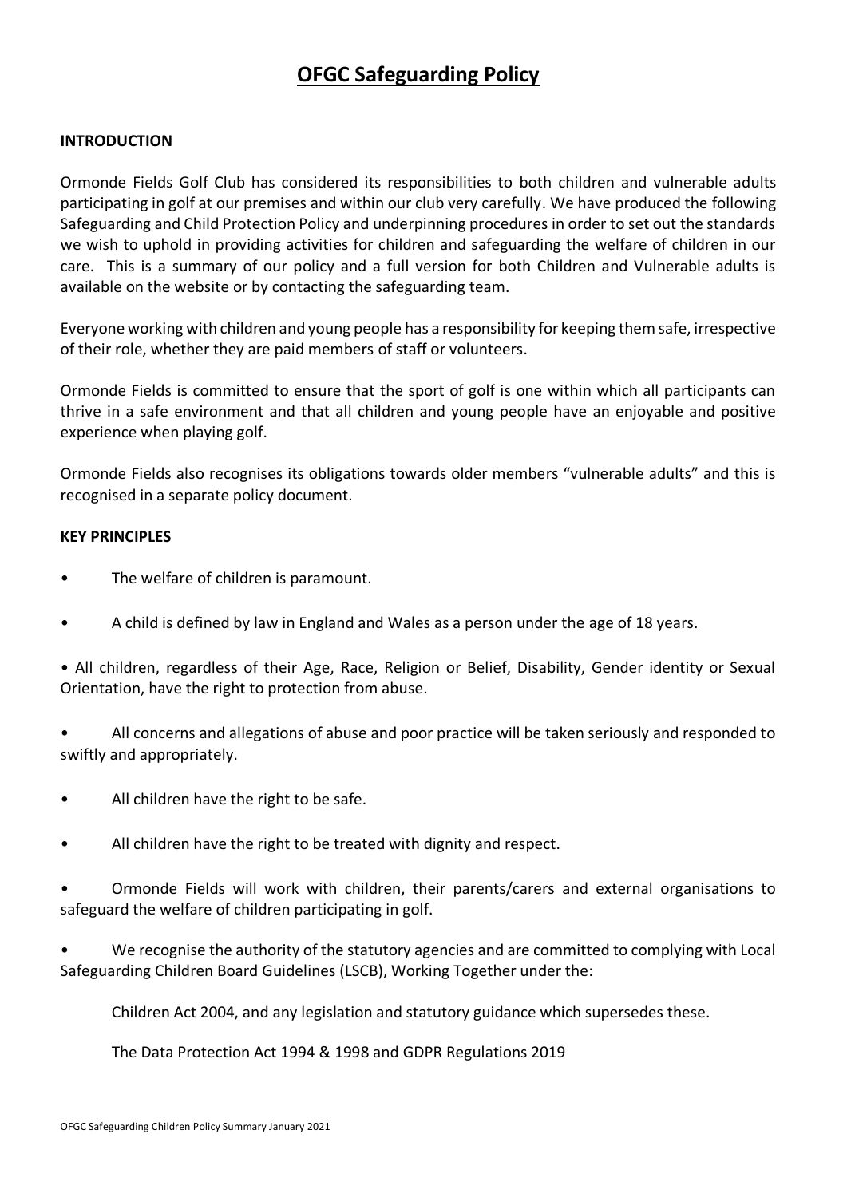# OFGC Safeguarding Policy

## INTRODUCTION

Ormonde Fields Golf Club has considered its responsibilities to both children and vulnerable adults participating in golf at our premises and within our club very carefully. We have produced the following Safeguarding and Child Protection Policy and underpinning procedures in order to set out the standards we wish to uphold in providing activities for children and safeguarding the welfare of children in our care. This is a summary of our policy and a full version for both Children and Vulnerable adults is available on the website or by contacting the safeguarding team.

Everyone working with children and young people has a responsibility for keeping them safe, irrespective of their role, whether they are paid members of staff or volunteers.

Ormonde Fields is committed to ensure that the sport of golf is one within which all participants can thrive in a safe environment and that all children and young people have an enjoyable and positive experience when playing golf.

Ormonde Fields also recognises its obligations towards older members "vulnerable adults" and this is recognised in a separate policy document.

## KEY PRINCIPLES

- The welfare of children is paramount.
- A child is defined by law in England and Wales as a person under the age of 18 years.
- All children, regardless of their Age, Race, Religion or Belief, Disability, Gender identity or Sexual Orientation, have the right to protection from abuse.
- All concerns and allegations of abuse and poor practice will be taken seriously and responded to swiftly and appropriately.
- All children have the right to be safe.
- All children have the right to be treated with dignity and respect.
- Ormonde Fields will work with children, their parents/carers and external organisations to safeguard the welfare of children participating in golf.
- We recognise the authority of the statutory agencies and are committed to complying with Local Safeguarding Children Board Guidelines (LSCB), Working Together under the:

  Children Act 2004, and any legislation and statutory guidance which supersedes these.

  The Data Protection Act 1994 & 1998 and GDPR Regulations 2019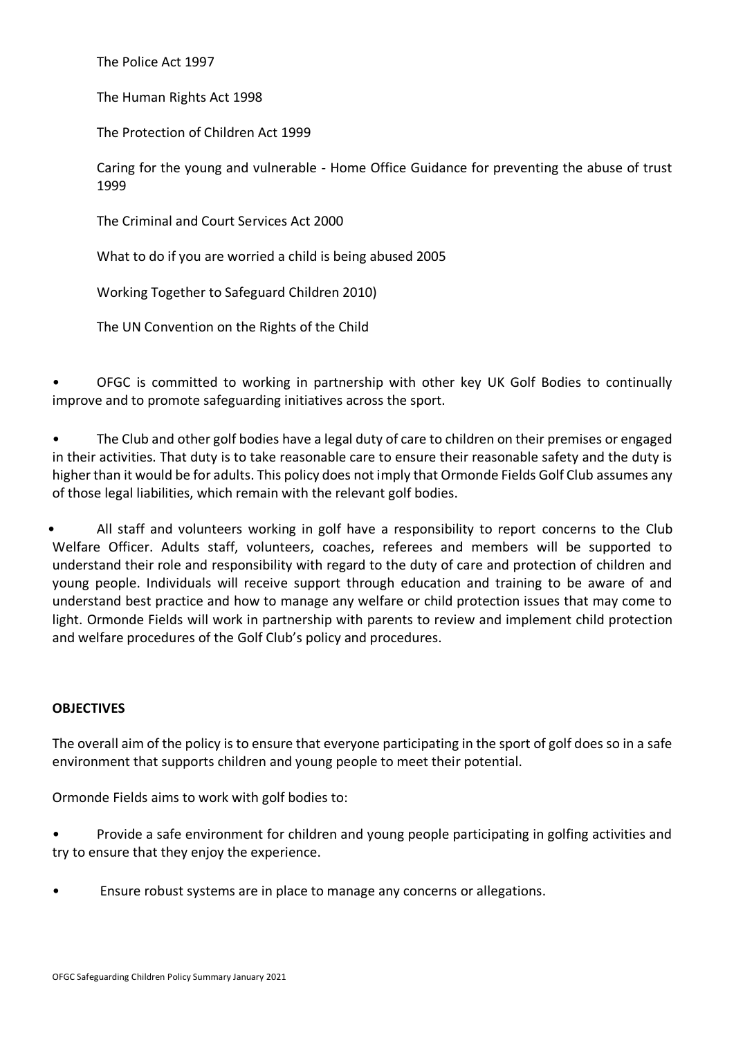The Police Act 1997

The Human Rights Act 1998

The Protection of Children Act 1999

Caring for the young and vulnerable - Home Office Guidance for preventing the abuse of trust 1999

The Criminal and Court Services Act 2000

What to do if you are worried a child is being abused 2005

Working Together to Safeguard Children 2010)

The UN Convention on the Rights of the Child

- OFGC is committed to working in partnership with other key UK Golf Bodies to continually improve and to promote safeguarding initiatives across the sport.
- The Club and other golf bodies have a legal duty of care to children on their premises or engaged in their activities. That duty is to take reasonable care to ensure their reasonable safety and the duty is higher than it would be for adults. This policy does not imply that Ormonde Fields Golf Club assumes any of those legal liabilities, which remain with the relevant golf bodies.
- All staff and volunteers working in golf have a responsibility to report concerns to the Club Welfare Officer. Adults staff, volunteers, coaches, referees and members will be supported to understand their role and responsibility with regard to the duty of care and protection of children and young people. Individuals will receive support through education and training to be aware of and understand best practice and how to manage any welfare or child protection issues that may come to light. Ormonde Fields will work in partnership with parents to review and implement child protection and welfare procedures of the Golf Club's policy and procedures.

**OBJECTIVES**

The overall aim of the policy is to ensure that everyone participating in the sport of golf does so in a safe environment that supports children and young people to meet their potential.

Ormonde Fields aims to work with golf bodies to:

- Provide a safe environment for children and young people participating in golfing activities and try to ensure that they enjoy the experience.
- Ensure robust systems are in place to manage any concerns or allegations.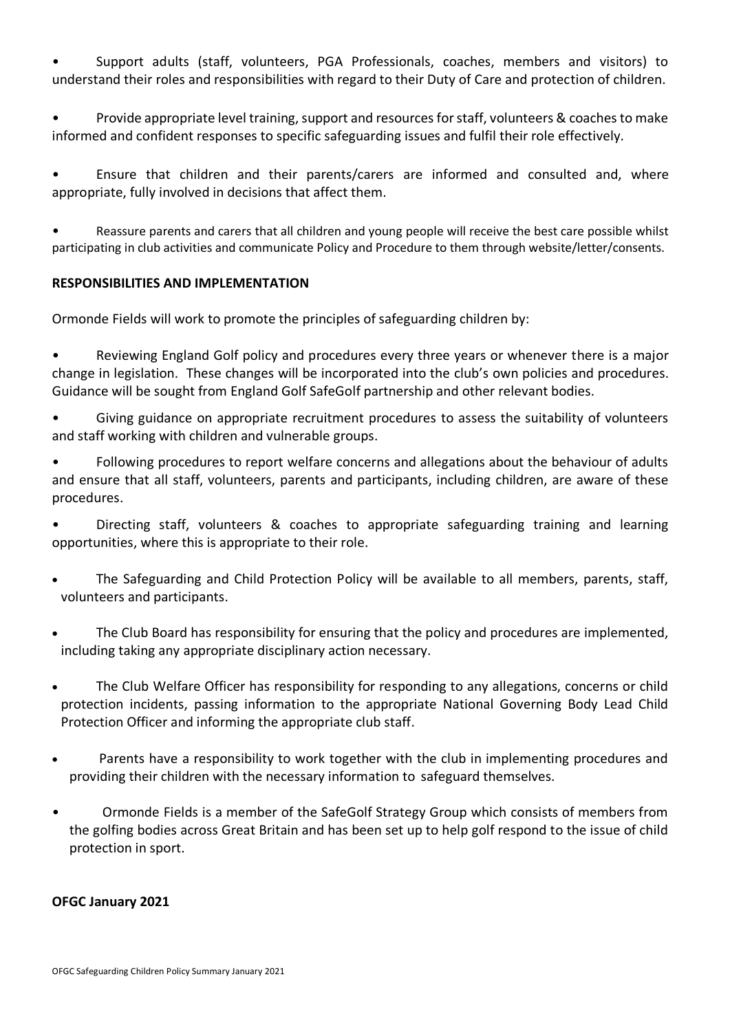- Support adults (staff, volunteers, PGA Professionals, coaches, members and visitors) to understand their roles and responsibilities with regard to their Duty of Care and protection of children.

- Provide appropriate level training, support and resources for staff, volunteers & coaches to make informed and confident responses to specific safeguarding issues and fulfil their role effectively.

- Ensure that children and their parents/carers are informed and consulted and, where appropriate, fully involved in decisions that affect them.

- Reassure parents and carers that all children and young people will receive the best care possible whilst participating in club activities and communicate Policy and Procedure to them through website/letter/consents.

**RESPONSIBILITIES AND IMPLEMENTATION**

Ormonde Fields will work to promote the principles of safeguarding children by:

- Reviewing England Golf policy and procedures every three years or whenever there is a major change in legislation. These changes will be incorporated into the club's own policies and procedures. Guidance will be sought from England Golf SafeGolf partnership and other relevant bodies.

- Giving guidance on appropriate recruitment procedures to assess the suitability of volunteers and staff working with children and vulnerable groups.

- Following procedures to report welfare concerns and allegations about the behaviour of adults and ensure that all staff, volunteers, parents and participants, including children, are aware of these procedures.

- Directing staff, volunteers & coaches to appropriate safeguarding training and learning opportunities, where this is appropriate to their role.

- The Safeguarding and Child Protection Policy will be available to all members, parents, staff, volunteers and participants.

- The Club Board has responsibility for ensuring that the policy and procedures are implemented, including taking any appropriate disciplinary action necessary.

- The Club Welfare Officer has responsibility for responding to any allegations, concerns or child protection incidents, passing information to the appropriate National Governing Body Lead Child Protection Officer and informing the appropriate club staff.

- Parents have a responsibility to work together with the club in implementing procedures and providing their children with the necessary information to safeguard themselves.

- Ormonde Fields is a member of the SafeGolf Strategy Group which consists of members from the golfing bodies across Great Britain and has been set up to help golf respond to the issue of child protection in sport.

**OFGC January 2021**